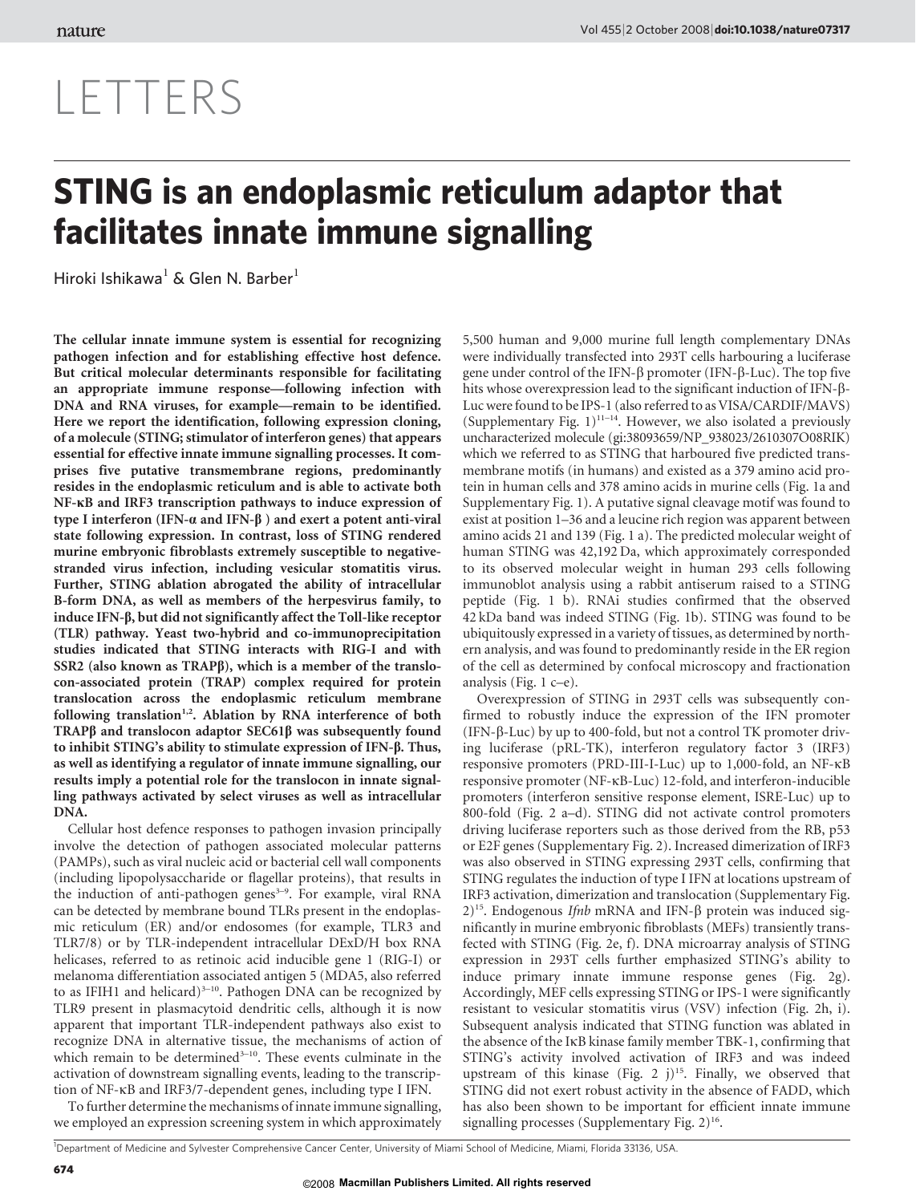# LETTERS

# STING is an endoplasmic reticulum adaptor that facilitates innate immune signalling

Hiroki Ishikawa[1] & Glen N. Barber[1]

**The cellular innate immune system is essential for recognizing pathogen infection and for establishing effective host defence. But critical molecular determinants responsible for facilitating an appropriate immune response—following infection with DNA and RNA viruses, for example—remain to be identified. Here we report the identification, following expression cloning, of a molecule (STING; stimulator of interferon genes) that appears essential for effective innate immune signalling processes. It comprises five putative transmembrane regions, predominantly resides in the endoplasmic reticulum and is able to activate both NF-κB and IRF3 transcription pathways to induce expression of type I interferon (IFN-α and IFN-β) and exert a potent anti-viral state following expression. In contrast, loss of STING rendered murine embryonic fibroblasts extremely susceptible to negative-stranded virus infection, including vesicular stomatitis virus. Further, STING ablation abrogated the ability of intracellular B-form DNA, as well as members of the herpesvirus family, to induce IFN-β, but did not significantly affect the Toll-like receptor (TLR) pathway. Yeast two-hybrid and co-immunoprecipitation studies indicated that STING interacts with RIG-I and with SSR2 (also known as TRAPβ), which is a member of the translocon-associated protein (TRAP) complex required for protein translocation across the endoplasmic reticulum membrane following translation[1,2]. Ablation by RNA interference of both TRAPβ and translocon adaptor SEC61β was subsequently found to inhibit STING's ability to stimulate expression of IFN-β. Thus, as well as identifying a regulator of innate immune signalling, our results imply a potential role for the translocon in innate signalling pathways activated by select viruses as well as intracellular DNA.**

Cellular host defence responses to pathogen invasion principally involve the detection of pathogen associated molecular patterns (PAMPs), such as viral nucleic acid or bacterial cell wall components (including lipopolysaccharide or flagellar proteins), that results in the induction of anti-pathogen genes[3–9]. For example, viral RNA can be detected by membrane bound TLRs present in the endoplasmic reticulum (ER) and/or endosomes (for example, TLR3 and TLR7/8) or by TLR-independent intracellular DExD/H box RNA helicases, referred to as retinoic acid inducible gene 1 (RIG-I) or melanoma differentiation associated antigen 5 (MDA5, also referred to as IFIH1 and helicard)[3–10]. Pathogen DNA can be recognized by TLR9 present in plasmacytoid dendritic cells, although it is now apparent that important TLR-independent pathways also exist to recognize DNA in alternative tissue, the mechanisms of action of which remain to be determined[3–10]. These events culminate in the activation of downstream signalling events, leading to the transcription of NF-κB and IRF3/7-dependent genes, including type I IFN.

To further determine the mechanisms of innate immune signalling, we employed an expression screening system in which approximately 5,500 human and 9,000 murine full length complementary DNAs were individually transfected into 293T cells harbouring a luciferase gene under control of the IFN-β promoter (IFN-β-Luc). The top five hits whose overexpression lead to the significant induction of IFN-β-Luc were found to be IPS-1 (also referred to as VISA/CARDIF/MAVS) (Supplementary Fig. 1)[11–14]. However, we also isolated a previously uncharacterized molecule (gi:38093659/NP_938023/2610307O08RIK) which we referred to as STING that harboured five predicted transmembrane motifs (in humans) and existed as a 379 amino acid protein in human cells and 378 amino acids in murine cells (Fig. 1a and Supplementary Fig. 1). A putative signal cleavage motif was found to exist at position 1–36 and a leucine rich region was apparent between amino acids 21 and 139 (Fig. 1 a). The predicted molecular weight of human STING was 42,192 Da, which approximately corresponded to its observed molecular weight in human 293 cells following immunoblot analysis using a rabbit antiserum raised to a STING peptide (Fig. 1 b). RNAi studies confirmed that the observed 42 kDa band was indeed STING (Fig. 1b). STING was found to be ubiquitously expressed in a variety of tissues, as determined by northern analysis, and was found to predominantly reside in the ER region of the cell as determined by confocal microscopy and fractionation analysis (Fig. 1 c–e).

Overexpression of STING in 293T cells was subsequently confirmed to robustly induce the expression of the IFN promoter (IFN-β-Luc) by up to 400-fold, but not a control TK promoter driving luciferase (pRL-TK), interferon regulatory factor 3 (IRF3) responsive promoters (PRD-III-I-Luc) up to 1,000-fold, an NF-κB responsive promoter (NF-κB-Luc) 12-fold, and interferon-inducible promoters (interferon sensitive response element, ISRE-Luc) up to 800-fold (Fig. 2 a–d). STING did not activate control promoters driving luciferase reporters such as those derived from the RB, p53 or E2F genes (Supplementary Fig. 2). Increased dimerization of IRF3 was also observed in STING expressing 293T cells, confirming that STING regulates the induction of type I IFN at locations upstream of IRF3 activation, dimerization and translocation (Supplementary Fig. 2)[15]. Endogenous *Ifnb* mRNA and IFN-β protein was induced significantly in murine embryonic fibroblasts (MEFs) transiently transfected with STING (Fig. 2e, f). DNA microarray analysis of STING expression in 293T cells further emphasized STING's ability to induce primary innate immune response genes (Fig. 2g). Accordingly, MEF cells expressing STING or IPS-1 were significantly resistant to vesicular stomatitis virus (VSV) infection (Fig. 2h, i). Subsequent analysis indicated that STING function was ablated in the absence of the IκB kinase family member TBK-1, confirming that STING's activity involved activation of IRF3 and was indeed upstream of this kinase (Fig. 2 j)[15]. Finally, we observed that STING did not exert robust activity in the absence of FADD, which has also been shown to be important for efficient innate immune signalling processes (Supplementary Fig. 2)[16].

[1]Department of Medicine and Sylvester Comprehensive Cancer Center, University of Miami School of Medicine, Miami, Florida 33136, USA.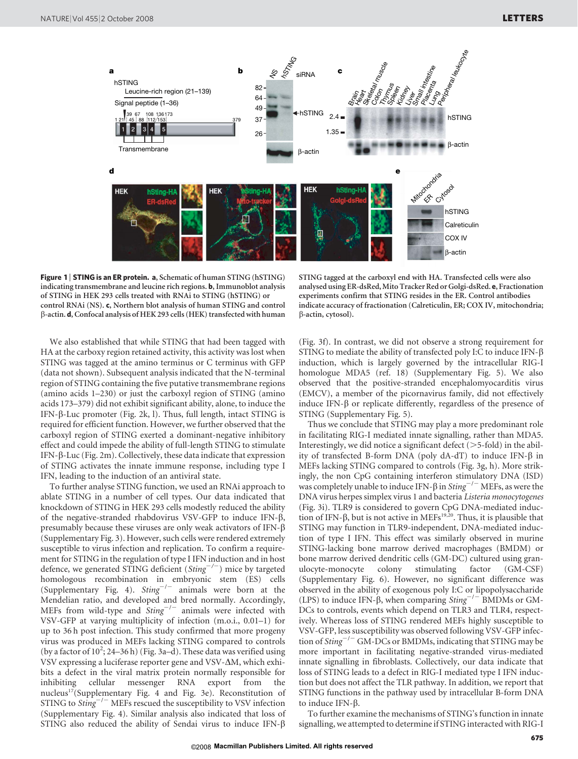**Figure 1 | STING is an ER protein. a**, Schematic of human STING (hSTING) indicating transmembrane and leucine rich regions. **b**, Immunoblot analysis of STING in HEK 293 cells treated with RNAi to STING (hSTING) or control RNAi (NS). **c**, Northern blot analysis of human STING and control β-actin. **d**, Confocal analysis of HEK 293 cells (HEK) transfected with human STING tagged at the carboxyl end with HA. Transfected cells were also analysed using ER-dsRed, Mito Tracker Red or Golgi-dsRed. **e**, Fractionation experiments confirm that STING resides in the ER. Control antibodies indicate accuracy of fractionation (Calreticulin, ER; COX IV, mitochondria; β-actin, cytosol).

We also established that while STING that had been tagged with HA at the carboxy region retained activity, this activity was lost when STING was tagged at the amino terminus or C terminus with GFP (data not shown). Subsequent analysis indicated that the N-terminal region of STING containing the five putative transmembrane regions (amino acids 1–230) or just the carboxyl region of STING (amino acids 173–379) did not exhibit significant ability, alone, to induce the IFN-β-Luc promoter (Fig. 2k, l). Thus, full length, intact STING is required for efficient function. However, we further observed that the carboxyl region of STING exerted a dominant-negative inhibitory effect and could impede the ability of full-length STING to stimulate IFN-β-Luc (Fig. 2m). Collectively, these data indicate that expression of STING activates the innate immune response, including type I IFN, leading to the induction of an antiviral state.

To further analyse STING function, we used an RNAi approach to ablate STING in a number of cell types. Our data indicated that knockdown of STING in HEK 293 cells modestly reduced the ability of the negative-stranded rhabdovirus VSV-GFP to induce IFN-β, presumably because these viruses are only weak activators of IFN-β (Supplementary Fig. 3). However, such cells were rendered extremely susceptible to virus infection and replication. To confirm a requirement for STING in the regulation of type I IFN induction and in host defence, we generated STING deficient (*Sting*$^{-/-}$) mice by targeted homologous recombination in embryonic stem (ES) cells (Supplementary Fig. 4). *Sting*$^{-/-}$ animals were born at the Mendelian ratio, and developed and bred normally. Accordingly, MEFs from wild-type and *Sting*$^{-/-}$ animals were infected with VSV-GFP at varying multiplicity of infection (m.o.i., 0.01–1) for up to 36 h post infection. This study confirmed that more progeny virus was produced in MEFs lacking STING compared to controls (by a factor of $10^2$; 24–36 h) (Fig. 3a–d). These data was verified using VSV expressing a luciferase reporter gene and VSV-ΔM, which exhibits a defect in the viral matrix protein normally responsible for inhibiting cellular messenger RNA export from the nucleus[17](Supplementary Fig. 4 and Fig. 3e). Reconstitution of STING to *Sting*$^{-/-}$ MEFs rescued the susceptibility to VSV infection (Supplementary Fig. 4). Similar analysis also indicated that loss of STING also reduced the ability of Sendai virus to induce IFN-β (Fig. 3f). In contrast, we did not observe a strong requirement for STING to mediate the ability of transfected poly I:C to induce IFN-β induction, which is largely governed by the intracellular RIG-I homologue MDA5 (ref. 18) (Supplementary Fig. 5). We also observed that the positive-stranded encephalomyocarditis virus (EMCV), a member of the picornavirus family, did not effectively induce IFN-β or replicate differently, regardless of the presence of STING (Supplementary Fig. 5).

Thus we conclude that STING may play a more predominant role in facilitating RIG-I mediated innate signalling, rather than MDA5. Interestingly, we did notice a significant defect (>5-fold) in the ability of transfected B-form DNA (poly dA-dT) to induce IFN-β in MEFs lacking STING compared to controls (Fig. 3g, h). More strikingly, the non CpG containing interferon stimulatory DNA (ISD) was completely unable to induce IFN-β in *Sting*$^{-/-}$ MEFs, as were the DNA virus herpes simplex virus 1 and bacteria *Listeria monocytogenes* (Fig. 3i). TLR9 is considered to govern CpG DNA-mediated induction of IFN-β, but is not active in MEFs[19,20]. Thus, it is plausible that STING may function in TLR9-independent, DNA-mediated induction of type I IFN. This effect was similarly observed in murine STING-lacking bone marrow derived macrophages (BMDM) or bone marrow derived dendritic cells (GM-DC) cultured using granulocyte-monocyte colony stimulating factor (GM-CSF) (Supplementary Fig. 6). However, no significant difference was observed in the ability of exogenous poly I:C or lipopolysaccharide (LPS) to induce IFN-β, when comparing *Sting*$^{-/-}$ BMDMs or GM-DCs to controls, events which depend on TLR3 and TLR4, respectively. Whereas loss of STING rendered MEFs highly susceptible to VSV-GFP, less susceptibility was observed following VSV-GFP infection of *Sting*$^{-/-}$ GM-DCs or BMDMs, indicating that STING may be more important in facilitating negative-stranded virus-mediated innate signalling in fibroblasts. Collectively, our data indicate that loss of STING leads to a defect in RIG-I mediated type I IFN induction but does not affect the TLR pathway. In addition, we report that STING functions in the pathway used by intracellular B-form DNA to induce IFN-β.

To further examine the mechanisms of STING's function in innate signalling, we attempted to determine if STING interacted with RIG-I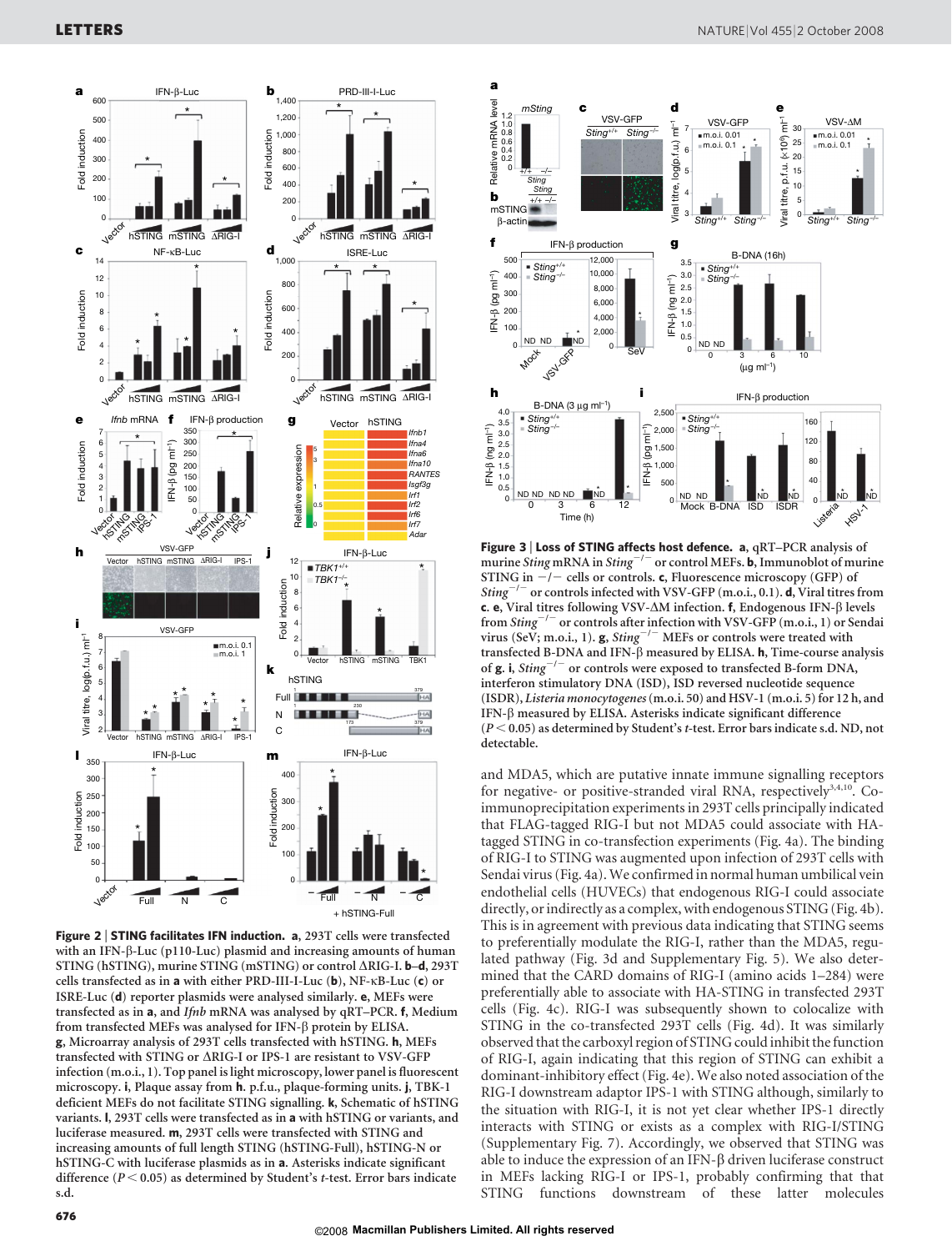**Figure 2 | STING facilitates IFN induction.** **a**, 293T cells were transfected with an IFN-β-Luc (p110-Luc) plasmid and increasing amounts of human STING (hSTING), murine STING (mSTING) or control ΔRIG-I. **b**–**d**, 293T cells transfected as in **a** with either PRD-III-I-Luc (**b**), NF-κB-Luc (**c**) or ISRE-Luc (**d**) reporter plasmids were analysed similarly. **e**, MEFs were transfected as in **a**, and *Ifnb* mRNA was analysed by qRT–PCR. **f**, Medium from transfected MEFs was analysed for IFN-β protein by ELISA. **g**, Microarray analysis of 293T cells transfected with hSTING. **h**, MEFs transfected with STING or ΔRIG-I or IPS-1 are resistant to VSV-GFP infection (m.o.i., 1). Top panel is light microscopy, lower panel is fluorescent microscopy. **i**, Plaque assay from **h**. p.f.u., plaque-forming units. **j**, TBK-1 deficient MEFs do not facilitate STING signalling. **k**, Schematic of hSTING variants. **l**, 293T cells were transfected as in **a** with hSTING or variants, and luciferase measured. **m**, 293T cells were transfected with STING and increasing amounts of full length STING (hSTING-Full), hSTING-N or hSTING-C with luciferase plasmids as in **a**. Asterisks indicate significant difference ($P < 0.05$) as determined by Student's *t*-test. Error bars indicate s.d.

**Figure 3 | Loss of STING affects host defence.** **a**, qRT–PCR analysis of murine *Sting* mRNA in *Sting*$^{-/-}$ or control MEFs. **b**, Immunoblot of murine STING in −/− cells or controls. **c**, Fluorescence microscopy (GFP) of *Sting*$^{-/-}$ or controls infected with VSV-GFP (m.o.i., 0.1). **d**, Viral titres from **c**. **e**, Viral titres following VSV-ΔM infection. **f**, Endogenous IFN-β levels from *Sting*$^{-/-}$ or controls after infection with VSV-GFP (m.o.i., 1) or Sendai virus (SeV; m.o.i., 1). **g**, *Sting*$^{-/-}$ MEFs or controls were treated with transfected B-DNA and IFN-β measured by ELISA. **h**, Time-course analysis of **g**. **i**, *Sting*$^{-/-}$ or controls were exposed to transfected B-form DNA, interferon stimulatory DNA (ISD), ISD reversed nucleotide sequence (ISDR), *Listeria monocytogenes* (m.o.i. 50) and HSV-1 (m.o.i. 5) for 12 h, and IFN-β measured by ELISA. Asterisks indicate significant difference ($P < 0.05$) as determined by Student's *t*-test. Error bars indicate s.d. ND, not detectable.

and MDA5, which are putative innate immune signalling receptors for negative- or positive-stranded viral RNA, respectively[3,4,10]. Co-immunoprecipitation experiments in 293T cells principally indicated that FLAG-tagged RIG-I but not MDA5 could associate with HA-tagged STING in co-transfection experiments (Fig. 4a). The binding of RIG-I to STING was augmented upon infection of 293T cells with Sendai virus (Fig. 4a). We confirmed in normal human umbilical vein endothelial cells (HUVECs) that endogenous RIG-I could associate directly, or indirectly as a complex, with endogenous STING (Fig. 4b). This is in agreement with previous data indicating that STING seems to preferentially modulate the RIG-I, rather than the MDA5, regulated pathway (Fig. 3d and Supplementary Fig. 5). We also determined that the CARD domains of RIG-I (amino acids 1–284) were preferentially able to associate with HA-STING in transfected 293T cells (Fig. 4c). RIG-I was subsequently shown to colocalize with STING in the co-transfected 293T cells (Fig. 4d). It was similarly observed that the carboxyl region of STING could inhibit the function of RIG-I, again indicating that this region of STING can exhibit a dominant-inhibitory effect (Fig. 4e). We also noted association of the RIG-I downstream adaptor IPS-1 with STING although, similarly to the situation with RIG-I, it is not yet clear whether IPS-1 directly interacts with STING or exists as a complex with RIG-I/STING (Supplementary Fig. 7). Accordingly, we observed that STING was able to induce the expression of an IFN-β driven luciferase construct in MEFs lacking RIG-I or IPS-1, probably confirming that that STING functions downstream of these latter molecules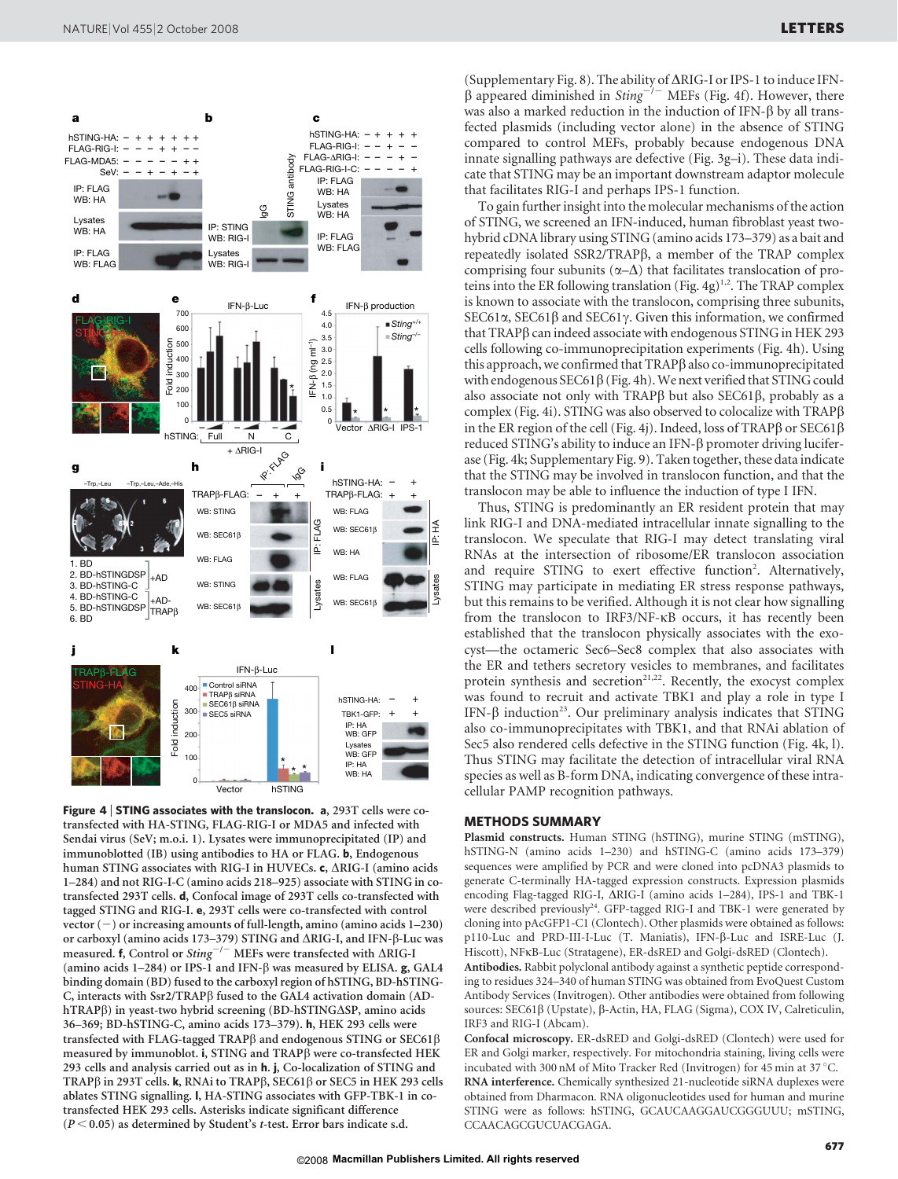**Figure 4 | STING associates with the translocon.** **a**, 293T cells were co-transfected with HA-STING, FLAG-RIG-I or MDA5 and infected with Sendai virus (SeV; m.o.i. 1). Lysates were immunoprecipitated (IP) and immunoblotted (IB) using antibodies to HA or FLAG. **b**, Endogenous human STING associates with RIG-I in HUVECs. **c**, ΔRIG-I (amino acids 1–284) and not RIG-I-C (amino acids 218–925) associate with STING in co-transfected 293T cells. **d**, Confocal image of 293T cells co-transfected with tagged STING and RIG-I. **e**, 293T cells were co-transfected with control vector (−) or increasing amounts of full-length, amino (amino acids 1–230) or carboxyl (amino acids 173–379) STING and ΔRIG-I, and IFN-β-Luc was measured. **f**, Control or *Sting*$^{-/-}$ MEFs were transfected with ΔRIG-I (amino acids 1–284) or IPS-1 and IFN-β was measured by ELISA. **g**, GAL4 binding domain (BD) fused to the carboxyl region of hSTING, BD-hSTING-C, interacts with Ssr2/TRAPβ fused to the GAL4 activation domain (AD-hTRAPβ) in yeast-two hybrid screening (BD-hSTINGΔSP, amino acids 36–369; BD-hSTING-C, amino acids 173–379). **h**, HEK 293 cells were transfected with FLAG-tagged TRAPβ and endogenous STING or SEC61β measured by immunoblot. **i**, STING and TRAPβ were co-transfected HEK 293 cells and analysis carried out as in **h**. **j**, Co-localization of STING and TRAPβ in 293T cells. **k**, RNAi to TRAPβ, SEC61β or SEC5 in HEK 293 cells ablates STING signalling. **l**, HA-STING associates with GFP-TBK-1 in co-transfected HEK 293 cells. Asterisks indicate significant difference ($P < 0.05$) as determined by Student's *t*-test. Error bars indicate s.d.

(Supplementary Fig. 8). The ability of ΔRIG-I or IPS-1 to induce IFN-β appeared diminished in *Sting*$^{-/-}$ MEFs (Fig. 4f). However, there was also a marked reduction in the induction of IFN-β by all transfected plasmids (including vector alone) in the absence of STING compared to control MEFs, probably because endogenous DNA innate signalling pathways are defective (Fig. 3g–i). These data indicate that STING may be an important downstream adaptor molecule that facilitates RIG-I and perhaps IPS-1 function.

To gain further insight into the molecular mechanisms of the action of STING, we screened an IFN-induced, human fibroblast yeast two-hybrid cDNA library using STING (amino acids 173–379) as a bait and repeatedly isolated SSR2/TRAPβ, a member of the TRAP complex comprising four subunits (α–Δ) that facilitates translocation of proteins into the ER following translation (Fig. 4g)[1,2]. The TRAP complex is known to associate with the translocon, comprising three subunits, SEC61α, SEC61β and SEC61γ. Given this information, we confirmed that TRAPβ can indeed associate with endogenous STING in HEK 293 cells following co-immunoprecipitation experiments (Fig. 4h). Using this approach, we confirmed that TRAPβ also co-immunoprecipitated with endogenous SEC61β (Fig. 4h). We next verified that STING could also associate not only with TRAPβ but also SEC61β, probably as a complex (Fig. 4i). STING was also observed to colocalize with TRAPβ in the ER region of the cell (Fig. 4j). Indeed, loss of TRAPβ or SEC61β reduced STING's ability to induce an IFN-β promoter driving luciferase (Fig. 4k; Supplementary Fig. 9). Taken together, these data indicate that the STING may be involved in translocon function, and that the translocon may be able to influence the induction of type I IFN.

Thus, STING is predominantly an ER resident protein that may link RIG-I and DNA-mediated intracellular innate signalling to the translocon. We speculate that RIG-I may detect translating viral RNAs at the intersection of ribosome/ER translocon association and require STING to exert effective function[2]. Alternatively, STING may participate in mediating ER stress response pathways, but this remains to be verified. Although it is not clear how signalling from the translocon to IRF3/NF-κB occurs, it has recently been established that the translocon physically associates with the exocyst—the octameric Sec6–Sec8 complex that also associates with the ER and tethers secretory vesicles to membranes, and facilitates protein synthesis and secretion[21,22]. Recently, the exocyst complex was found to recruit and activate TBK1 and play a role in type I IFN-β induction[23]. Our preliminary analysis indicates that STING also co-immunoprecipitates with TBK1, and that RNAi ablation of Sec5 also rendered cells defective in the STING function (Fig. 4k, l). Thus STING may facilitate the detection of intracellular viral RNA species as well as B-form DNA, indicating convergence of these intracellular PAMP recognition pathways.

## METHODS SUMMARY

**Plasmid constructs.** Human STING (hSTING), murine STING (mSTING), hSTING-N (amino acids 1–230) and hSTING-C (amino acids 173–379) sequences were amplified by PCR and were cloned into pcDNA3 plasmids to generate C-terminally HA-tagged expression constructs. Expression plasmids encoding Flag-tagged RIG-I, ΔRIG-I (amino acids 1–284), IPS-1 and TBK-1 were described previously[24]. GFP-tagged RIG-I and TBK-1 were generated by cloning into pAcGFP1-C1 (Clontech). Other plasmids were obtained as follows: p110-Luc and PRD-III-I-Luc (T. Maniatis), IFN-β-Luc and ISRE-Luc (J. Hiscott), NFκB-Luc (Stratagene), ER-dsRED and Golgi-dsRED (Clontech).

**Antibodies.** Rabbit polyclonal antibody against a synthetic peptide corresponding to residues 324–340 of human STING was obtained from EvoQuest Custom Antibody Services (Invitrogen). Other antibodies were obtained from following sources: SEC61β (Upstate), β-Actin, HA, FLAG (Sigma), COX IV, Calreticulin, IRF3 and RIG-I (Abcam).

**Confocal microscopy.** ER-dsRED and Golgi-dsRED (Clontech) were used for ER and Golgi marker, respectively. For mitochondria staining, living cells were incubated with 300 nM of Mito Tracker Red (Invitrogen) for 45 min at 37 °C.

**RNA interference.** Chemically synthesized 21-nucleotide siRNA duplexes were obtained from Dharmacon. RNA oligonucleotides used for human and murine STING were as follows: hSTING, GCAUCAAGGAUCGGGUUU; mSTING, CCAACAGCGUCUACGAGA.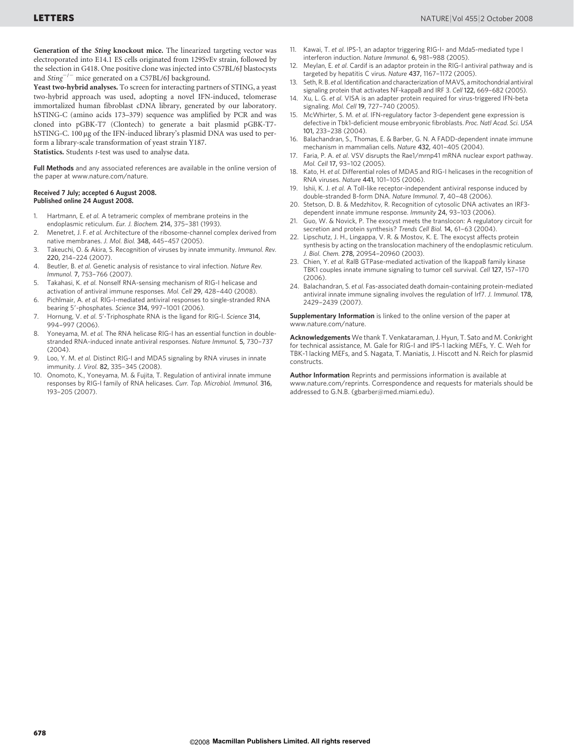**Generation of the *Sting* knockout mice.** The linearized targeting vector was electroporated into E14.1 ES cells originated from 129SvEv strain, followed by the selection in G418. One positive clone was injected into C57BL/6J blastocysts and $Sting^{-/-}$ mice generated on a C57BL/6J background.

**Yeast two-hybrid analyses.** To screen for interacting partners of STING, a yeast two-hybrid approach was used, adopting a novel IFN-induced, telomerase immortalized human fibroblast cDNA library, generated by our laboratory. hSTING-C (amino acids 173–379) sequence was amplified by PCR and was cloned into pGBK-T7 (Clontech) to generate a bait plasmid pGBK-T7-hSTING-C. 100 μg of the IFN-induced library's plasmid DNA was used to perform a library-scale transformation of yeast strain Y187.

**Statistics.** Students *t*-test was used to analyse data.

**Full Methods** and any associated references are available in the online version of the paper at www.nature.com/nature.

**Received 7 July; accepted 6 August 2008.**
**Published online 24 August 2008.**

1. Hartmann, E. *et al.* A tetrameric complex of membrane proteins in the endoplasmic reticulum. *Eur. J. Biochem.* **214,** 375–381 (1993).
2. Menetret, J. F. *et al.* Architecture of the ribosome-channel complex derived from native membranes. *J. Mol. Biol.* **348,** 445–457 (2005).
3. Takeuchi, O. & Akira, S. Recognition of viruses by innate immunity. *Immunol. Rev.* **220,** 214–224 (2007).
4. Beutler, B. *et al.* Genetic analysis of resistance to viral infection. *Nature Rev. Immunol.* **7,** 753–766 (2007).
5. Takahasi, K. *et al.* Nonself RNA-sensing mechanism of RIG-I helicase and activation of antiviral immune responses. *Mol. Cell* **29,** 428–440 (2008).
6. Pichlmair, A. *et al.* RIG-I-mediated antiviral responses to single-stranded RNA bearing 5′-phosphates. *Science* **314,** 997–1001 (2006).
7. Hornung, V. *et al.* 5′-Triphosphate RNA is the ligand for RIG-I. *Science* **314,** 994–997 (2006).
8. Yoneyama, M. *et al.* The RNA helicase RIG-I has an essential function in double-stranded RNA-induced innate antiviral responses. *Nature Immunol.* **5,** 730–737 (2004).
9. Loo, Y. M. *et al.* Distinct RIG-I and MDA5 signaling by RNA viruses in innate immunity. *J. Virol.* **82,** 335–345 (2008).
10. Onomoto, K., Yoneyama, M. & Fujita, T. Regulation of antiviral innate immune responses by RIG-I family of RNA helicases. *Curr. Top. Microbiol. Immunol.* **316,** 193–205 (2007).
11. Kawai, T. *et al.* IPS-1, an adaptor triggering RIG-I- and Mda5-mediated type I interferon induction. *Nature Immunol.* **6,** 981–988 (2005).
12. Meylan, E. *et al.* Cardif is an adaptor protein in the RIG-I antiviral pathway and is targeted by hepatitis C virus. *Nature* **437,** 1167–1172 (2005).
13. Seth, R. B. *et al.* Identification and characterization of MAVS, a mitochondrial antiviral signaling protein that activates NF-kappaB and IRF 3. *Cell* **122,** 669–682 (2005).
14. Xu, L. G. *et al.* VISA is an adapter protein required for virus-triggered IFN-beta signaling. *Mol. Cell* **19,** 727–740 (2005).
15. McWhirter, S. M. *et al.* IFN-regulatory factor 3-dependent gene expression is defective in Tbk1-deficient mouse embryonic fibroblasts. *Proc. Natl Acad. Sci. USA* **101,** 233–238 (2004).
16. Balachandran, S., Thomas, E. & Barber, G. N. A FADD-dependent innate immune mechanism in mammalian cells. *Nature* **432,** 401–405 (2004).
17. Faria, P. A. *et al.* VSV disrupts the Rae1/mrnp41 mRNA nuclear export pathway. *Mol. Cell* **17,** 93–102 (2005).
18. Kato, H. *et al.* Differential roles of MDA5 and RIG-I helicases in the recognition of RNA viruses. *Nature* **441,** 101–105 (2006).
19. Ishii, K. J. *et al.* A Toll-like receptor-independent antiviral response induced by double-stranded B-form DNA. *Nature Immunol.* **7,** 40–48 (2006).
20. Stetson, D. B. & Medzhitov, R. Recognition of cytosolic DNA activates an IRF3-dependent innate immune response. *Immunity* **24,** 93–103 (2006).
21. Guo, W. & Novick, P. The exocyst meets the translocon: A regulatory circuit for secretion and protein synthesis? *Trends Cell Biol.* **14,** 61–63 (2004).
22. Lipschutz, J. H., Lingappa, V. R. & Mostov, K. E. The exocyst affects protein synthesis by acting on the translocation machinery of the endoplasmic reticulum. *J. Biol. Chem.* **278,** 20954–20960 (2003).
23. Chien, Y. *et al.* RalB GTPase-mediated activation of the IkappaB family kinase TBK1 couples innate immune signaling to tumor cell survival. *Cell* **127,** 157–170 (2006).
24. Balachandran, S. *et al.* Fas-associated death domain-containing protein-mediated antiviral innate immune signaling involves the regulation of Irf7. *J. Immunol.* **178,** 2429–2439 (2007).

**Supplementary Information** is linked to the online version of the paper at www.nature.com/nature.

**Acknowledgements** We thank T. Venkataraman, J. Hyun, T. Sato and M. Conkright for technical assistance, M. Gale for RIG-I and IPS-1 lacking MEFs, Y. C. Weh for TBK-1 lacking MEFs, and S. Nagata, T. Maniatis, J. Hiscott and N. Reich for plasmid constructs.

**Author Information** Reprints and permissions information is available at www.nature.com/reprints. Correspondence and requests for materials should be addressed to G.N.B. (gbarber@med.miami.edu).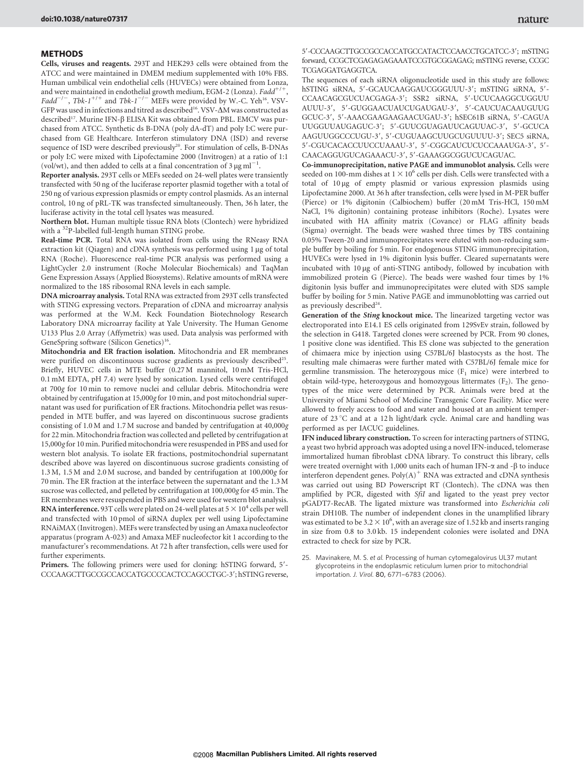## METHODS

**Cells, viruses and reagents.** 293T and HEK293 cells were obtained from the ATCC and were maintained in DMEM medium supplemented with 10% FBS. Human umbilical vein endothelial cells (HUVECs) were obtained from Lonza, and were maintained in endothelial growth medium, EGM-2 (Lonza). *Fadd*$^{+/+}$, *Fadd*$^{-/-}$, *Tbk-1*$^{+/+}$ and *Tbk-1*$^{-/-}$ MEFs were provided by W.-C. Yeh[16]. VSV-GFP was used in infections and titred as described[16]. VSV-ΔM was constructed as described[17]. Murine IFN-β ELISA Kit was obtained from PBL. EMCV was purchased from ATCC. Synthetic ds B-DNA (poly dA-dT) and poly I:C were purchased from GE Healthcare. Interferon stimulatory DNA (ISD) and reverse sequence of ISD were described previously[20]. For stimulation of cells, B-DNAs or poly I:C were mixed with Lipofectamine 2000 (Invitrogen) at a ratio of 1:1 (vol/wt), and then added to cells at a final concentration of 3 μg ml$^{-1}$.

**Reporter analysis.** 293T cells or MEFs seeded on 24-well plates were transiently transfected with 50 ng of the luciferase reporter plasmid together with a total of 250 ng of various expression plasmids or empty control plasmids. As an internal control, 10 ng of pRL-TK was transfected simultaneously. Then, 36 h later, the luciferase activity in the total cell lysates was measured.

**Northern blot.** Human multiple tissue RNA blots (Clontech) were hybridized with a $^{32}$P-labelled full-length human STING probe.

**Real-time PCR.** Total RNA was isolated from cells using the RNeasy RNA extraction kit (Qiagen) and cDNA synthesis was performed using 1 μg of total RNA (Roche). Fluorescence real-time PCR analysis was performed using a LightCycler 2.0 instrument (Roche Molecular Biochemicals) and TaqMan Gene Expression Assays (Applied Biosystems). Relative amounts of mRNA were normalized to the 18S ribosomal RNA levels in each sample.

**DNA microarray analysis.** Total RNA was extracted from 293T cells transfected with STING expressing vectors. Preparation of cDNA and microarray analysis was performed at the W.M. Keck Foundation Biotechnology Research Laboratory DNA microarray facility at Yale University. The Human Genome U133 Plus 2.0 Array (Affymetrix) was used. Data analysis was performed with GeneSpring software (Silicon Genetics)[16].

**Mitochondria and ER fraction isolation.** Mitochondria and ER membranes were purified on discontinuous sucrose gradients as previously described[25]. Briefly, HUVEC cells in MTE buffer (0.27 M mannitol, 10 mM Tris-HCl, 0.1 mM EDTA, pH 7.4) were lysed by sonication. Lysed cells were centrifuged at 700*g* for 10 min to remove nuclei and cellular debris. Mitochondria were obtained by centrifugation at 15,000*g* for 10 min, and post mitochondrial supernatant was used for purification of ER fractions. Mitochondria pellet was resuspended in MTE buffer, and was layered on discontinuous sucrose gradients consisting of 1.0 M and 1.7 M sucrose and banded by centrifugation at 40,000*g* for 22 min. Mitochondria fraction was collected and pelleted by centrifugation at 15,000*g* for 10 min. Purified mitochondria were resuspended in PBS and used for western blot analysis. To isolate ER fractions, postmitochondrial supernatant described above was layered on discontinuous sucrose gradients consisting of 1.3 M, 1.5 M and 2.0 M sucrose, and banded by centrifugation at 100,000*g* for 70 min. The ER fraction at the interface between the supernatant and the 1.3 M sucrose was collected, and pelleted by centrifugation at 100,000*g* for 45 min. The ER membranes were resuspended in PBS and were used for western blot analysis.

**RNA interference.** 93T cells were plated on 24-well plates at $5 \times 10^4$ cells per well and transfected with 10 pmol of siRNA duplex per well using Lipofectamine RNAiMAX (Invitrogen). MEFs were transfected by using an Amaxa nucleofector apparatus (program A-023) and Amaxa MEF nucleofector kit 1 according to the manufacturer's recommendations. At 72 h after transfection, cells were used for further experiments.

**Primers.** The following primers were used for cloning: hSTING forward, 5′-CCCAAGCTTGCCGCCACCATGCCCCACTCCAGCCTGC-3′; hSTING reverse, 5′-CCCAAGCTTGCCGCCACCATGCCATACTCCAACCTGCATCC-3′; mSTING forward, CCGCTCGAGAGAGAAATCCGTGCGGAGAG; mSTING reverse, CCGCTCGAGGATGAGGTCA.

The sequences of each siRNA oligonucleotide used in this study are follows: hSTING siRNA, 5′-GCAUCAAGGAUCGGGUUU-3′; mSTING siRNA, 5′-CCAACAGCGUCUACGAGA-3′; SSR2 siRNA, 5′-UCUCAAGGCUGGUUAUUU-3′, 5′-GUGGAACUAUCUGAUGAU-3′, 5′-CAUCUACAAUGUUGGCUC-3′, 5′-AAACGAAGAAGAACUGAU-3′; hSEC61B siRNA, 5′-CAGUAUUGGUUAUGAGUC-3′; 5′-GUUCGUAGAUUCAGUUAC-3′, 5′-GCUCAAAGUUGGCCCUGU-3′, 5′-CUGUAAGCUUGCUGUUUU-3′; SEC5 siRNA, 5′-CGUCACACCUUCCUAAAU-3′, 5′-CGGCAUCUCUCCAAAUGA-3′, 5′-CAACAGGUGUCAGAAACU-3′, 5′-GAAAGGCGGUCUCAGUAC.

**Co-immunoprecipitation, native PAGE and immunoblot analysis.** Cells were seeded on 100-mm dishes at $1 \times 10^6$ cells per dish. Cells were transfected with a total of 10 μg of empty plasmid or various expression plasmids using Lipofectamine 2000. At 36 h after transfection, cells were lysed in M-PER buffer (Pierce) or 1% digitonin (Calbiochem) buffer (20 mM Tris-HCl, 150 mM NaCl, 1% digitonin) containing protease inhibitors (Roche). Lysates were incubated with HA affinity matrix (Covance) or FLAG affinity beads (Sigma) overnight. The beads were washed three times by TBS containing 0.05% Tween-20 and immunoprecipitates were eluted with non-reducing sample buffer by boiling for 5 min. For endogenous STING immunoprecipitation, HUVECs were lysed in 1% digitonin lysis buffer. Cleared supernatants were incubated with 10 μg of anti-STING antibody, followed by incubation with immobilized protein G (Pierce). The beads were washed four times by 1% digitonin lysis buffer and immunoprecipitates were eluted with SDS sample buffer by boiling for 5 min. Native PAGE and immunoblotting was carried out as previously described[24].

**Generation of the *Sting* knockout mice.** The linearized targeting vector was electroporated into E14.1 ES cells originated from 129SvEv strain, followed by the selection in G418. Targeted clones were screened by PCR. From 90 clones, 1 positive clone was identified. This ES clone was subjected to the generation of chimaera mice by injection using C57BL/6J blastocysts as the host. The resulting male chimaeras were further mated with C57BL/6J female mice for germline transmission. The heterozygous mice ($F_1$ mice) were interbred to obtain wild-type, heterozygous and homozygous littermates ($F_2$). The genotypes of the mice were determined by PCR. Animals were bred at the University of Miami School of Medicine Transgenic Core Facility. Mice were allowed to freely access to food and water and housed at an ambient temperature of 23 °C and at a 12 h light/dark cycle. Animal care and handling was performed as per IACUC guidelines.

**IFN induced library construction.** To screen for interacting partners of STING, a yeast two hybrid approach was adopted using a novel IFN-induced, telomerase immortalized human fibroblast cDNA library. To construct this library, cells were treated overnight with 1,000 units each of human IFN-α and -β to induce interferon dependent genes. Poly(A)$^+$ RNA was extracted and cDNA synthesis was carried out using BD Powerscript RT (Clontech). The cDNA was then amplified by PCR, digested with *SfiI* and ligated to the yeast prey vector pGADT7-RecAB. The ligated mixture was transformed into *Escherichia coli* strain DH10B. The number of independent clones in the unamplified library was estimated to be $3.2 \times 10^6$, with an average size of 1.52 kb and inserts ranging in size from 0.8 to 3.0 kb. 15 independent colonies were isolated and DNA extracted to check for size by PCR.

25. Mavinakere, M. S. *et al.* Processing of human cytomegalovirus UL37 mutant glycoproteins in the endoplasmic reticulum lumen prior to mitochondrial importation. *J. Virol.* **80,** 6771–6783 (2006).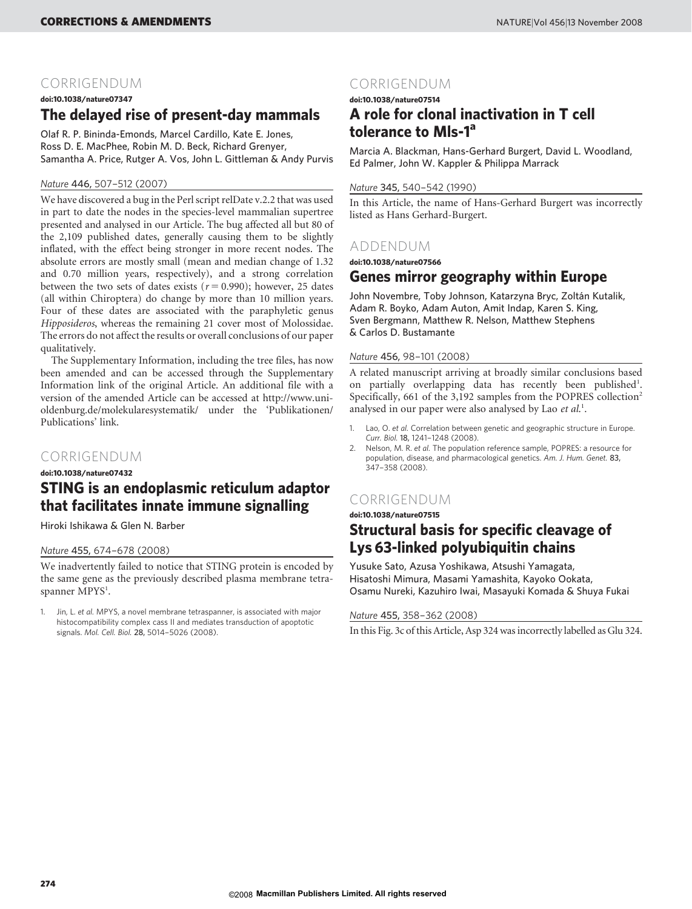# CORRIGENDUM

**doi:10.1038/nature07347**

## The delayed rise of present-day mammals

Olaf R. P. Bininda-Emonds, Marcel Cardillo, Kate E. Jones, Ross D. E. MacPhee, Robin M. D. Beck, Richard Grenyer, Samantha A. Price, Rutger A. Vos, John L. Gittleman & Andy Purvis

*Nature* **446**, 507–512 (2007)

We have discovered a bug in the Perl script relDate v.2.2 that was used in part to date the nodes in the species-level mammalian supertree presented and analysed in our Article. The bug affected all but 80 of the 2,109 published dates, generally causing them to be slightly inflated, with the effect being stronger in more recent nodes. The absolute errors are mostly small (mean and median change of 1.32 and 0.70 million years, respectively), and a strong correlation between the two sets of dates exists ($r = 0.990$); however, 25 dates (all within Chiroptera) do change by more than 10 million years. Four of these dates are associated with the paraphyletic genus *Hipposideros*, whereas the remaining 21 cover most of Molossidae. The errors do not affect the results or overall conclusions of our paper qualitatively.

The Supplementary Information, including the tree files, has now been amended and can be accessed through the Supplementary Information link of the original Article. An additional file with a version of the amended Article can be accessed at http://www.uni-oldenburg.de/molekularesystematik/ under the 'Publikationen/Publications' link.

# CORRIGENDUM

**doi:10.1038/nature07432**

## STING is an endoplasmic reticulum adaptor that facilitates innate immune signalling

Hiroki Ishikawa & Glen N. Barber

*Nature* **455**, 674–678 (2008)

We inadvertently failed to notice that STING protein is encoded by the same gene as the previously described plasma membrane tetraspanner MPYS[1].

1. Jin, L. *et al.* MPYS, a novel membrane tetraspanner, is associated with major histocompatibility complex cass II and mediates transduction of apoptotic signals. *Mol. Cell. Biol.* **28**, 5014–5026 (2008).

# CORRIGENDUM

**doi:10.1038/nature07514**

## A role for clonal inactivation in T cell tolerance to Mls-1[a]

Marcia A. Blackman, Hans-Gerhard Burgert, David L. Woodland, Ed Palmer, John W. Kappler & Philippa Marrack

*Nature* **345**, 540–542 (1990)

In this Article, the name of Hans-Gerhard Burgert was incorrectly listed as Hans Gerhard-Burgert.

# ADDENDUM

**doi:10.1038/nature07566**

## Genes mirror geography within Europe

John Novembre, Toby Johnson, Katarzyna Bryc, Zoltán Kutalik, Adam R. Boyko, Adam Auton, Amit Indap, Karen S. King, Sven Bergmann, Matthew R. Nelson, Matthew Stephens & Carlos D. Bustamante

*Nature* **456**, 98–101 (2008)

A related manuscript arriving at broadly similar conclusions based on partially overlapping data has recently been published[1]. Specifically, 661 of the 3,192 samples from the POPRES collection[2] analysed in our paper were also analysed by Lao *et al.*[1].

1. Lao, O. *et al.* Correlation between genetic and geographic structure in Europe. *Curr. Biol.* **18**, 1241–1248 (2008).
2. Nelson, M. R. *et al.* The population reference sample, POPRES: a resource for population, disease, and pharmacological genetics. *Am. J. Hum. Genet.* **83**, 347–358 (2008).

# CORRIGENDUM

**doi:10.1038/nature07515**

## Structural basis for specific cleavage of Lys 63-linked polyubiquitin chains

Yusuke Sato, Azusa Yoshikawa, Atsushi Yamagata, Hisatoshi Mimura, Masami Yamashita, Kayoko Ookata, Osamu Nureki, Kazuhiro Iwai, Masayuki Komada & Shuya Fukai

*Nature* **455**, 358–362 (2008)

In this Fig. 3c of this Article, Asp 324 was incorrectly labelled as Glu 324.